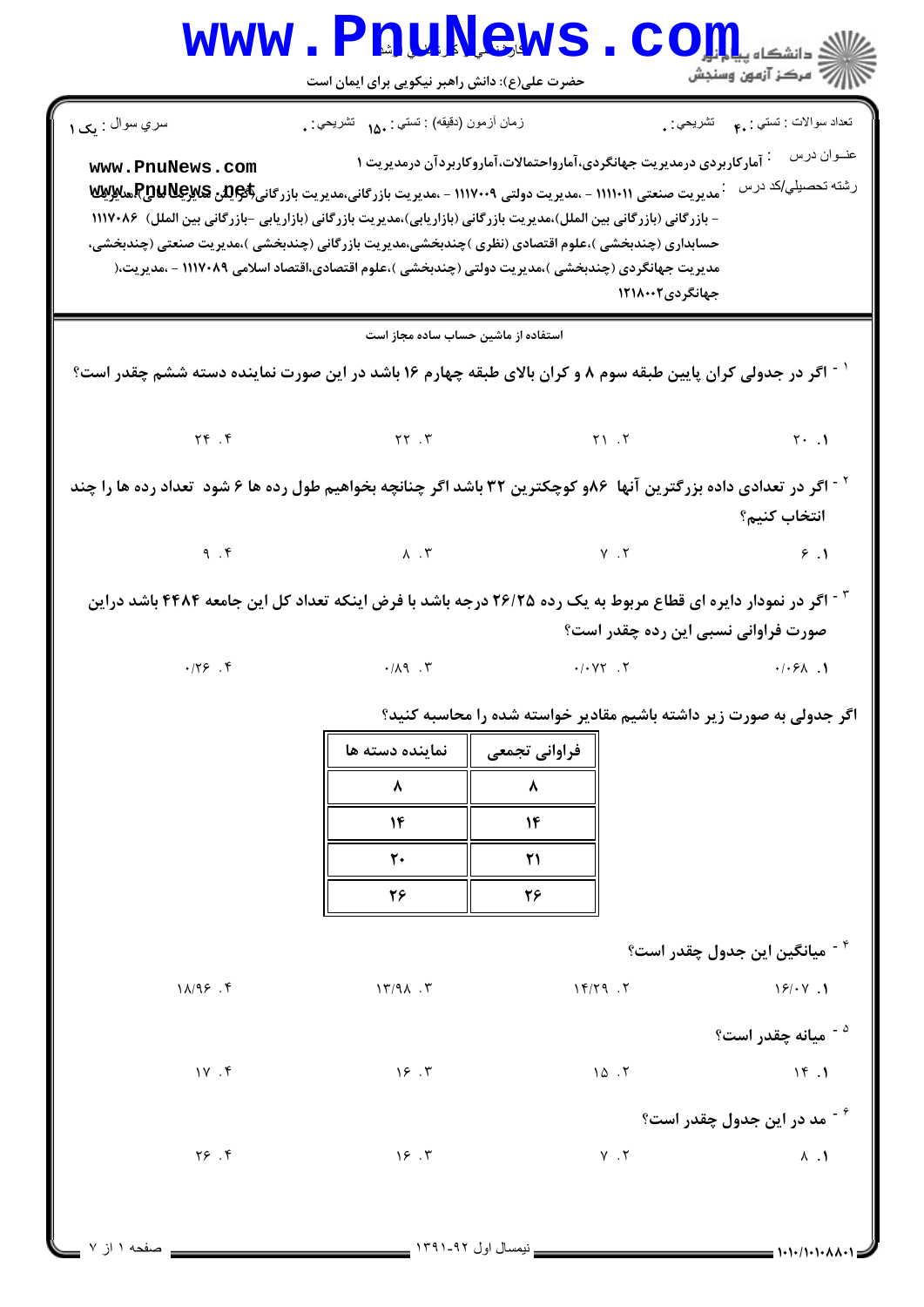سري سوال : یک ۱

زمان آزمون (دقيقه) : تستي : ۱۵۰ تشريحي : ۰

تعداد سوالات : تستي : ۴۰ تشريحي : ۰

عنوان درس : آمارکاربردی درمدیریت جهانگردی،آماروحتمالات،آماروکاربردآن درمدیریت ۱

رشته تحصيلي/کد درس : مدیریت صنعتی ۱۱۱۱۰۱۱ - ،مدیریت دولتی ۱۱۱۷۰۰۹ - ،مدیریت بازرگانی،مدیریت بازرگانی(گرایش مالی)،مدیریت - بازرگانی (بازرگانی بین الملل)،مدیریت بازرگانی (بازاریابی)،مدیریت بازرگانی (بازاریابی -بازرگانی بین الملل) ۱۱۱۷۰۸۶ حسابداری (چندبخشی )،علوم اقتصادی (نظری )چندبخشی،مدیریت بازرگانی (چندبخشی )،مدیریت صنعتی (چندبخشی، مدیریت جهانگردی (چندبخشی )،مدیریت دولتی (چندبخشی )،علوم اقتصادی،اقتصاد اسلامی ۱۱۱۷۰۸۹ - ،مدیریت،( جهانگردی۱۲۱۸۰۰۲

استفاده از ماشین حساب ساده مجاز است

۱- اگر در جدولی کران پایین طبقه سوم ۸ و کران بالای طبقه چهارم ۱۶ باشد در این صورت نماینده دسته ششم چقدر است؟

۱. ۲۰ ۲. ۲۱ ۳. ۲۲ ۴. ۲۴

۲- اگر در تعدادی داده بزرگترین آنها ۸۶و کوچکترین ۳۲ باشد اگر چنانچه بخواهیم طول رده ها ۶ شود تعداد رده ها را چند انتخاب کنیم؟

۱. ۶ ۲. ۷ ۳. ۸ ۴. ۹

۳- اگر در نمودار دایره ای قطاع مربوط به یک رده ۲۶/۲۵ درجه باشد با فرض اینکه تعداد کل این جامعه ۴۴۸۴ باشد دراین صورت فراوانی نسبی این رده چقدر است؟

۱. ۰/۰۶۸ ۲. ۰/۰۷۲ ۳. ۰/۸۹ ۴. ۰/۲۶

اگر جدولی به صورت زیر داشته باشیم مقادیر خواسته شده را محاسبه کنید؟

| فراوانی تجمعی | نماینده دسته ها |
|---|---|
| ۸ | ۸ |
| ۱۴ | ۱۴ |
| ۲۱ | ۲۰ |
| ۲۶ | ۲۶ |

۴- میانگین این جدول چقدر است؟

۱. ۱۶/۰۷ ۲. ۱۴/۲۹ ۳. ۱۳/۹۸ ۴. ۱۸/۹۶

۵- میانه چقدر است؟

۱. ۱۴ ۲. ۱۵ ۳. ۱۶ ۴. ۱۷

۶- مد در این جدول چقدر است؟

۱. ۸ ۲. ۷ ۳. ۱۶ ۴. ۲۶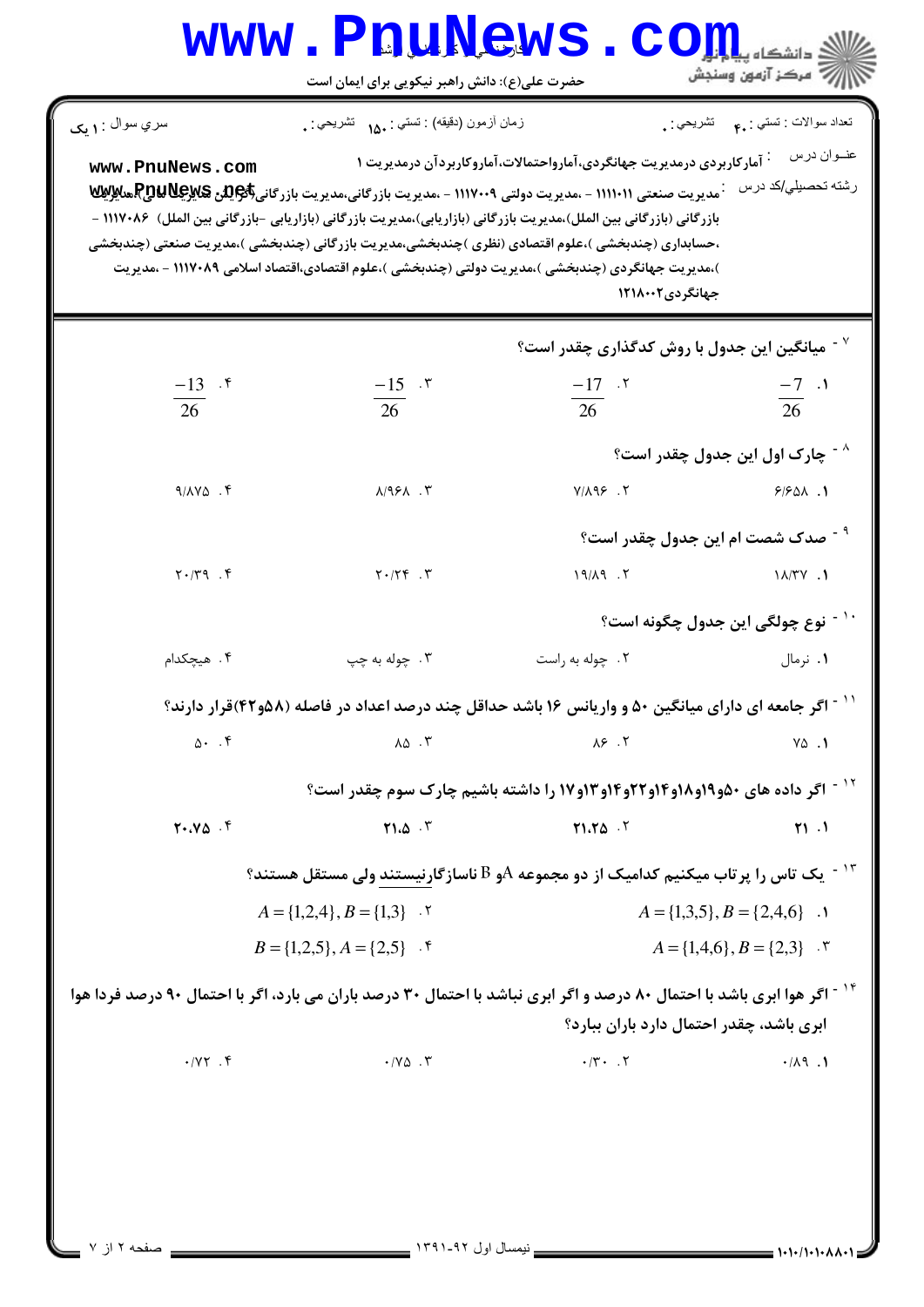سري سوال : ۱ یک

زمان آزمون (دقیقه) : تستی : ۱۵۰ تشریحی : ۰

تعداد سوالات : تستی : ۴۰ تشریحی : ۰

عنوان درس : آمارکاربردی درمدیریت جهانگردی،آماروحتمالات،آماروکاربردآن درمدیریت ۱

رشته تحصیلی/کد درس : مدیریت صنعتی ۱۱۱۱۰۱۱ - ،مدیریت دولتی ۱۱۱۷۰۰۹ - ،مدیریت بازرگانی،مدیریت بازرگانی گرایش بازرگانی داخلی،بازرگانی (بازرگانی بین الملل)،مدیریت بازرگانی (بازاریابی)،مدیریت بازرگانی (بازاریابی -بازرگانی بین الملل) ۱۱۱۷۰۸۶ - ،حسابداری (چندبخشی )،علوم اقتصادی (نظری )چندبخشی،مدیریت بازرگانی (چندبخشی )،مدیریت صنعتی (چندبخشی )،مدیریت جهانگردی (چندبخشی )،مدیریت دولتی (چندبخشی )،علوم اقتصادی،اقتصاد اسلامی ۱۱۱۷۰۸۹ - ،مدیریت جهانگردی۱۲۱۸۰۰۲

۷- میانگین این جدول با روش کدگذاری چقدر است؟

۱. $\frac{-7}{26}$ ۲. $\frac{-17}{26}$ ۳. $\frac{-15}{26}$ ۴. $\frac{-13}{26}$

۸- چارک اول این جدول چقدر است؟

۱. ۶/۶۵۸ ۲. ۷/۸۹۶ ۳. ۸/۹۶۸ ۴. ۹/۸۷۵

۹- صدک شصت ام این جدول چقدر است؟

۱. ۱۸/۳۷ ۲. ۱۹/۸۹ ۳. ۲۰/۲۴ ۴. ۲۰/۳۹

۱۰- نوع چولگی این جدول چگونه است؟

۱. نرمال ۲. چوله به راست ۳. چوله به چپ ۴. هیچکدام

۱۱- اگر جامعه ای دارای میانگین ۵۰ و واریانس ۱۶ باشد حداقل چند درصد اعداد در فاصله (۵۸و۴۲)قرار دارند؟

۱. ۷۵ ۲. ۸۶ ۳. ۸۵ ۴. ۵۰

۱۲- اگر داده های ۵۰و۱۹و۱۸و۱۴و۲۲و۱۴و۱۳و۱۷ را داشته باشیم چارک سوم چقدر است؟

۱. ۲۱ ۲. ۲۱.۲۵ ۳. ۲۱.۵ ۴. ۲۰.۷۵

۱۳- یک تاس را پرتاب میکنیم کدامیک از دو مجموعه A و B ناسازگارنیستند ولی مستقل هستند؟

۱. $A=\{1,3,5\}, B=\{2,4,6\}$

۲. $A=\{1,2,4\}, B=\{1,3\}$

۳. $A=\{1,4,6\}, B=\{2,3\}$

۴. $B=\{1,2,5\}, A=\{2,5\}$

۱۴- اگر هوا ابری باشد با احتمال ۸۰ درصد و اگر ابری نباشد با احتمال ۳۰ درصد باران می بارد، اگر با احتمال ۹۰ درصد فردا هوا ابری باشد، چقدر احتمال دارد باران ببارد؟

۱. ۰/۸۹ ۲. ۰/۳۰ ۳. ۰/۷۵ ۴. ۰/۷۲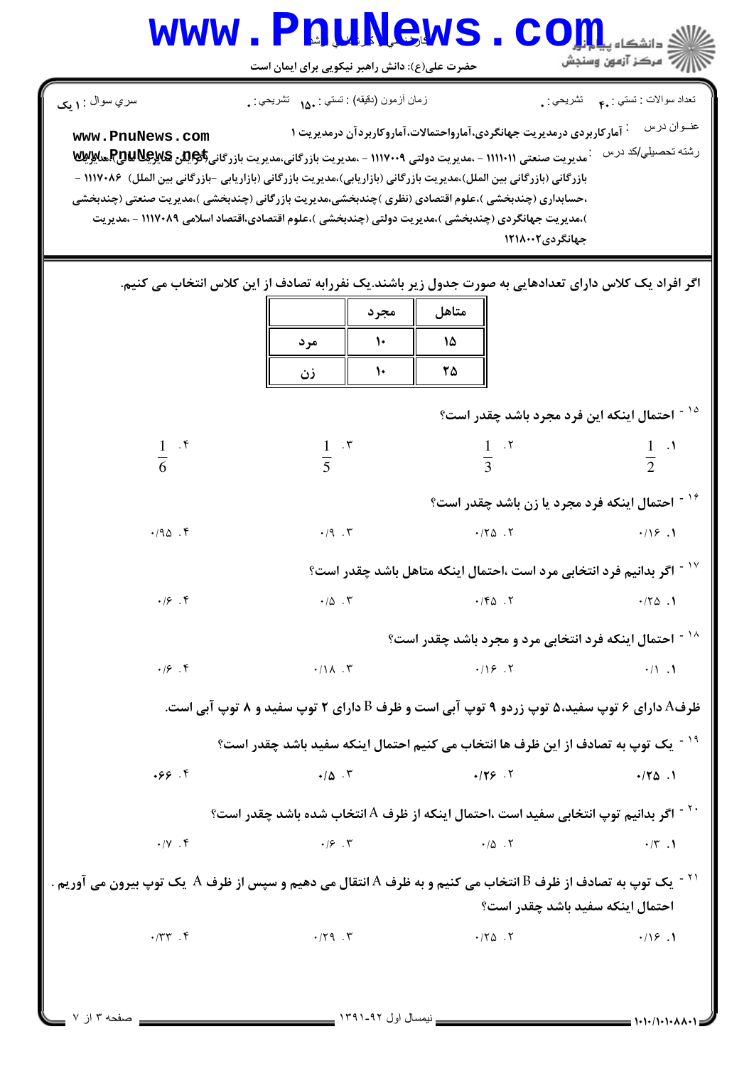سري سوال : ۱ يک

زمان آزمون (دقيقه) : تستي : ۱۵۰ تشريحي : ۰

تعداد سوالات : تستي : ۴۰ تشريحي : ۰

عنوان درس : آمارکاربردی درمدیریت جهانگردی،آماروا‌حتمالات،آماروکاربردآن درمدیریت ۱

رشته تحصيلي/کد درس : مدیریت صنعتی ۱۱۱۱۰۱۱ - ،مدیریت دولتی ۱۱۱۷۰۰۹ - ،مدیریت بازرگانی،مدیریت بازرگانی(گرایش مالیه)،مدیریت بازرگانی (بازرگانی بین الملل)،مدیریت بازرگانی (بازاریابی)،مدیریت بازرگانی (بازاریابی -بازرگانی بین الملل) ۱۱۱۷۰۸۶ - ،حسابداری (چندبخشی )،علوم اقتصادی (نظری )چندبخشی،مدیریت بازرگانی (چندبخشی )،مدیریت صنعتی (چندبخشی )،مدیریت جهانگردی (چندبخشی )،مدیریت دولتی (چندبخشی )،علوم اقتصادی،اقتصاد اسلامی ۱۱۱۷۰۸۹ - ،مدیریت جهانگردی۱۲۱۸۰۰۲

اگر افراد یک کلاس دارای تعدادهایی به صورت جدول زیر باشند.یک نفررابه تصادف از این کلاس انتخاب می کنیم.

| متاهل | مجرد | |
|---|---|---|
| ۱۵ | ۱۰ | مرد |
| ۲۵ | ۱۰ | زن |

۱۵ - احتمال اینکه این فرد مجرد باشد چقدر است؟

۱. $\frac{1}{2}$ ۲. $\frac{1}{3}$ ۳. $\frac{1}{5}$ ۴. $\frac{1}{6}$

۱۶ - احتمال اینکه فرد مجرد یا زن باشد چقدر است؟

۱. ۰/۱۶ ۲. ۰/۲۵ ۳. ۰/۹ ۴. ۰/۹۵

۱۷ - اگر بدانیم فرد انتخابی مرد است ،احتمال اینکه متاهل باشد چقدر است؟

۱. ۰/۲۵ ۲. ۰/۴۵ ۳. ۰/۵ ۴. ۰/۶

۱۸ - احتمال اینکه فرد انتخابی مرد و مجرد باشد چقدر است؟

۱. ۰/۱ ۲. ۰/۱۶ ۳. ۰/۱۸ ۴. ۰/۶

ظرف A دارای ۶ توپ سفید،۵ توپ زردو ۹ توپ آبی است و ظرف B دارای ۲ توپ سفید و ۸ توپ آبی است.

۱۹ - یک توپ به تصادف از این ظرف ها انتخاب می کنیم احتمال اینکه سفید باشد چقدر است؟

۱. ۰/۲۵ ۲. ۰/۲۶ ۳. ۰/۵ ۴. ۰/۶۶

۲۰ - اگر بدانیم توپ انتخابی سفید است ،احتمال اینکه از ظرف A انتخاب شده باشد چقدر است؟

۱. ۰/۳ ۲. ۰/۵ ۳. ۰/۶ ۴. ۰/۷

۲۱ - یک توپ به تصادف از ظرف B انتخاب می کنیم و به ظرف A انتقال می دهیم و سپس از ظرف A یک توپ بیرون می آوریم . احتمال اینکه سفید باشد چقدر است؟

۱. ۰/۱۶ ۲. ۰/۲۵ ۳. ۰/۲۹ ۴. ۰/۳۳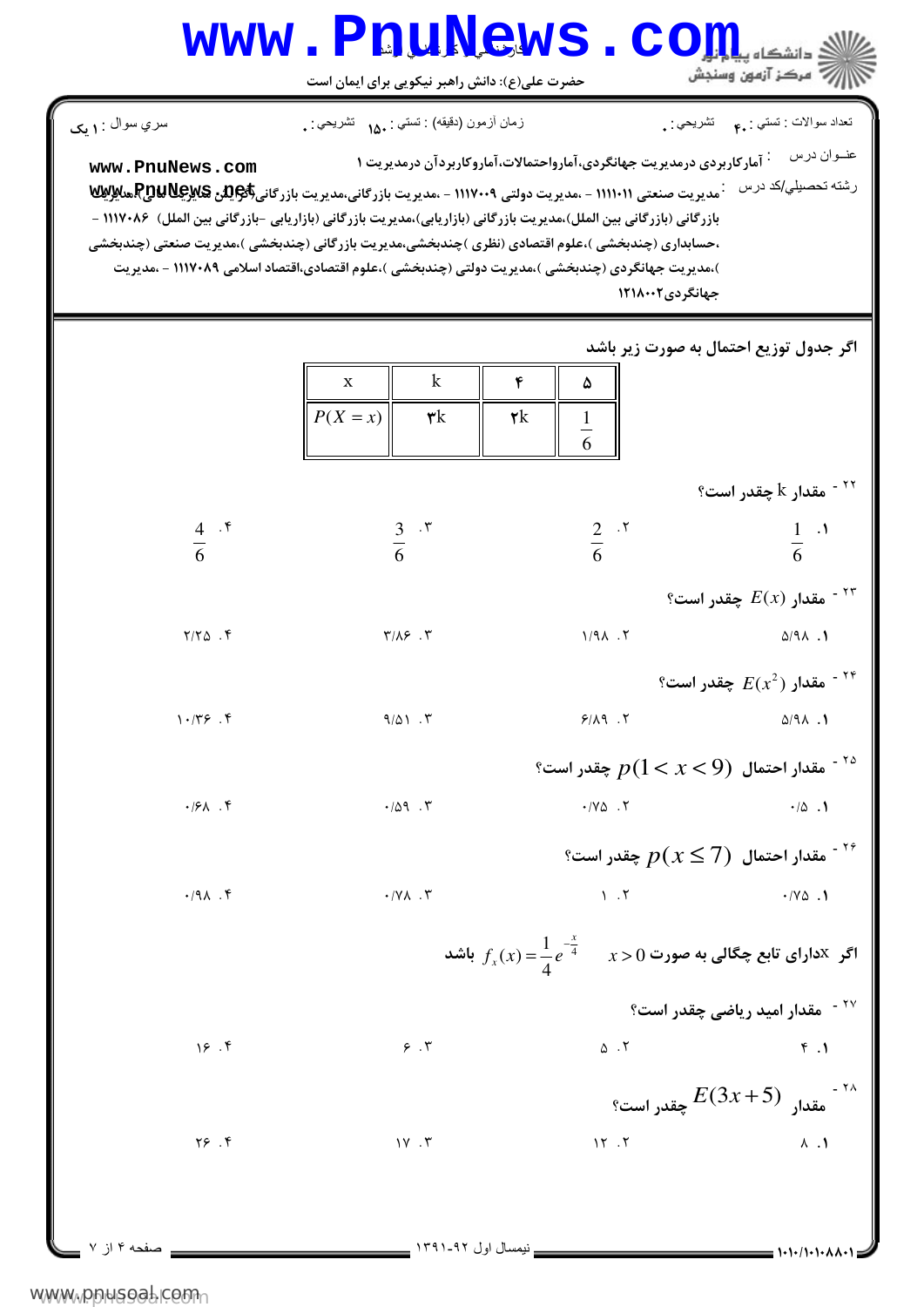اگر جدول توزیع احتمال به صورت زیر باشد

| x | k | ۴ | ۵ |
|---|---|---|---|
| $P(X=x)$ | ۳k | ۲k | $\frac{1}{6}$ |

۲۲- مقدار k چقدر است؟

۱. $\frac{1}{6}$　　۲. $\frac{2}{6}$　　۳. $\frac{3}{6}$　　۴. $\frac{4}{6}$

۲۳- مقدار $E(x)$ چقدر است؟

۱. ۵/۹۸　　۲. ۱/۹۸　　۳. ۳/۸۶　　۴. ۲/۲۵

۲۴- مقدار $E(x^2)$ چقدر است؟

۱. ۵/۹۸　　۲. ۶/۸۹　　۳. ۹/۵۱　　۴. ۱۰/۳۶

۲۵- مقدار احتمال $p(1 < x < 9)$ چقدر است؟

۱. ۰/۵　　۲. ۰/۷۵　　۳. ۰/۵۹　　۴. ۰/۶۸

۲۶- مقدار احتمال $p(x \leq 7)$ چقدر است؟

۱. ۰/۷۵　　۲. ۱　　۳. ۰/۷۸　　۴. ۰/۹۸

اگر x دارای تابع چگالی به صورت $x > 0$ $f_x(x) = \frac{1}{4}e^{-\frac{x}{4}}$ باشد

۲۷- مقدار امید ریاضی چقدر است؟

۱. ۴　　۲. ۵　　۳. ۶　　۴. ۱۶

۲۸- مقدار $E(3x+5)$ چقدر است؟

۱. ۸　　۲. ۱۲　　۳. ۱۷　　۴. ۲۶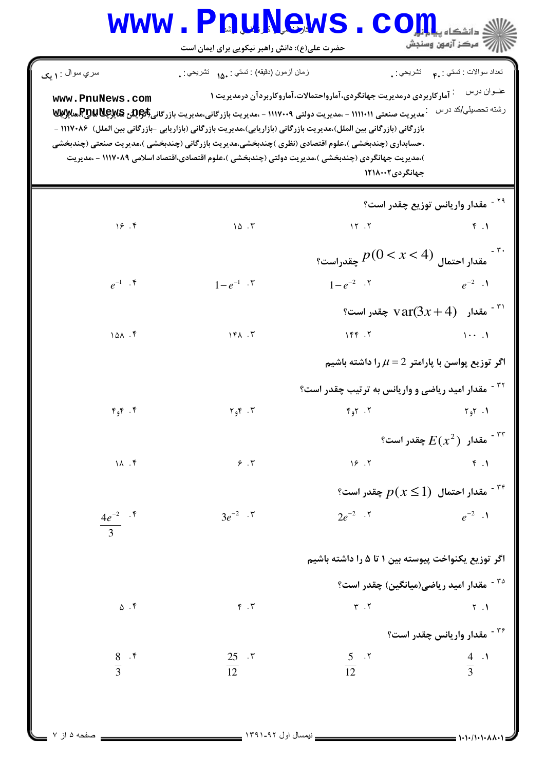۲۹ - مقدار واریانس توزیع چقدر است؟

۱. ۴
۲. ۱۲
۳. ۱۵
۴. ۱۶

۳۰ - مقدار احتمال $p(0 < x < 4)$ چقدراست؟

۱. $e^{-2}$
۲. $1-e^{-2}$
۳. $1-e^{-1}$
۴. $e^{-1}$

۳۱ - مقدار $\text{var}(3x+4)$ چقدر است؟

۱. ۱۰۰
۲. ۱۴۴
۳. ۱۴۸
۴. ۱۵۸

اگر توزیع پواسن با پارامتر $\mu = 2$ را داشته باشیم

۳۲ - مقدار امید ریاضی و واریانس به ترتیب چقدر است؟

۱. ۲و۲
۲. ۲و۴
۳. ۴و۲
۴. ۴و۴

۳۳ - مقدار $E(x^2)$ چقدر است؟

۱. ۴
۲. ۱۶
۳. ۶
۴. ۱۸

۳۴ - مقدار احتمال $p(x \leq 1)$ چقدر است؟

۱. $e^{-2}$
۲. $2e^{-2}$
۳. $3e^{-2}$
۴. $\frac{4e^{-2}}{3}$

اگر توزیع یکنواخت پیوسته بین ۱ تا ۵ را داشته باشیم

۳۵ - مقدار امید ریاضی(میانگین) چقدر است؟

۱. ۲
۲. ۳
۳. ۴
۴. ۵

۳۶ - مقدار واریانس چقدر است؟

۱. $\frac{4}{3}$
۲. $\frac{5}{12}$
۳. $\frac{25}{12}$
۴. $\frac{8}{3}$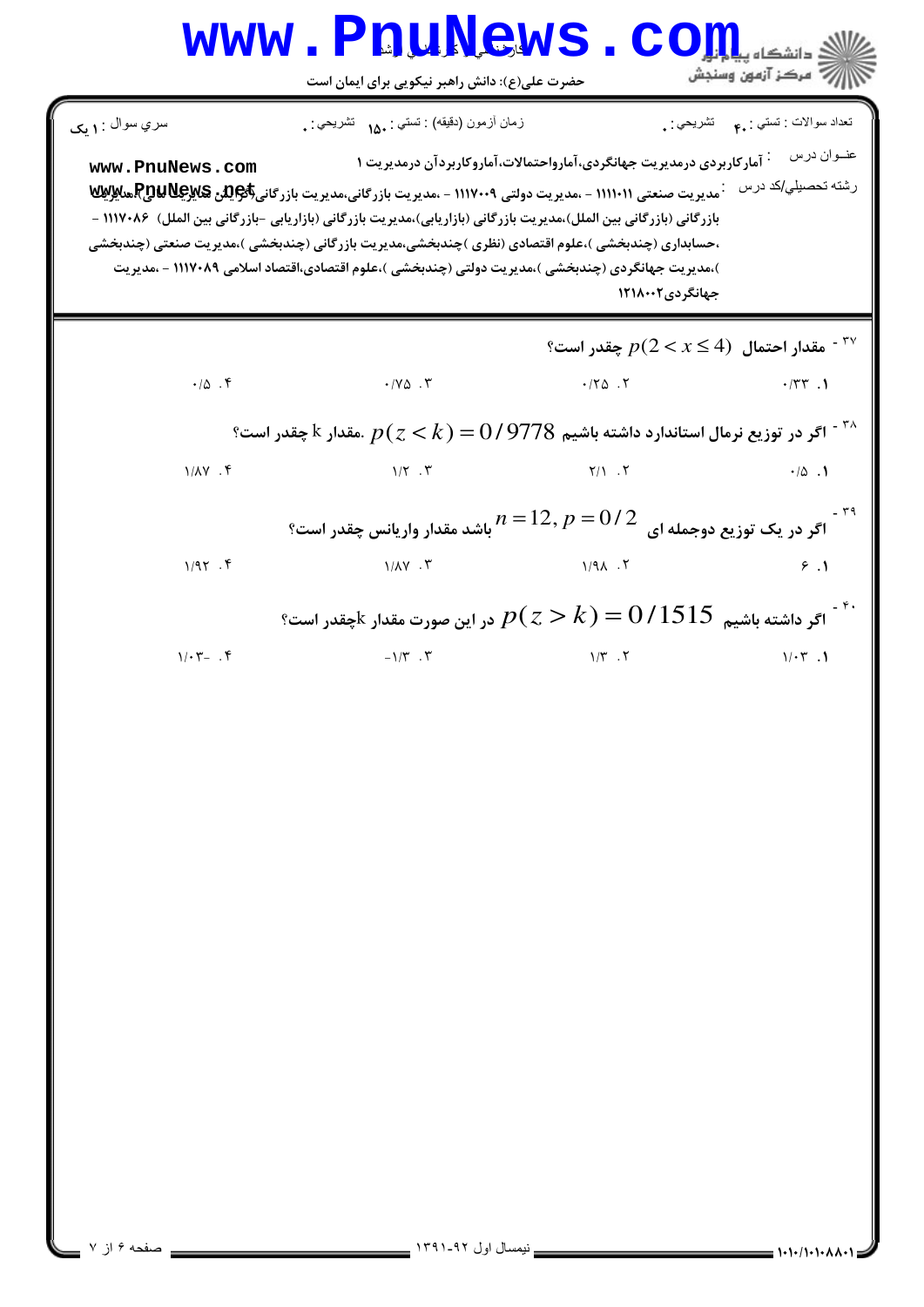۳۷- مقدار احتمال $p(2 < x \leq 4)$ چقدر است؟

۱. ۰/۳۳  
۲. ۰/۲۵  
۳. ۰/۷۵  
۴. ۰/۵

۳۸- اگر در توزیع نرمال استاندارد داشته باشیم $p(z < k) = 0/9778$. مقدار k چقدر است؟

۱. ۰/۵  
۲. ۲/۱  
۳. ۱/۲  
۴. ۱/۸۷

۳۹- اگر در یک توزیع دوجمله ای $n = 12, p = 0/2$ باشد مقدار واریانس چقدر است؟

۱. ۶  
۲. ۱/۹۸  
۳. ۱/۸۷  
۴. ۱/۹۲

۴۰- اگر داشته باشیم $p(z > k) = 0/1515$ در این صورت مقدار kچقدر است؟

۱. ۱/۰۳  
۲. ۱/۳  
۳. ۱/۳-  
۴. ۱/۰۳-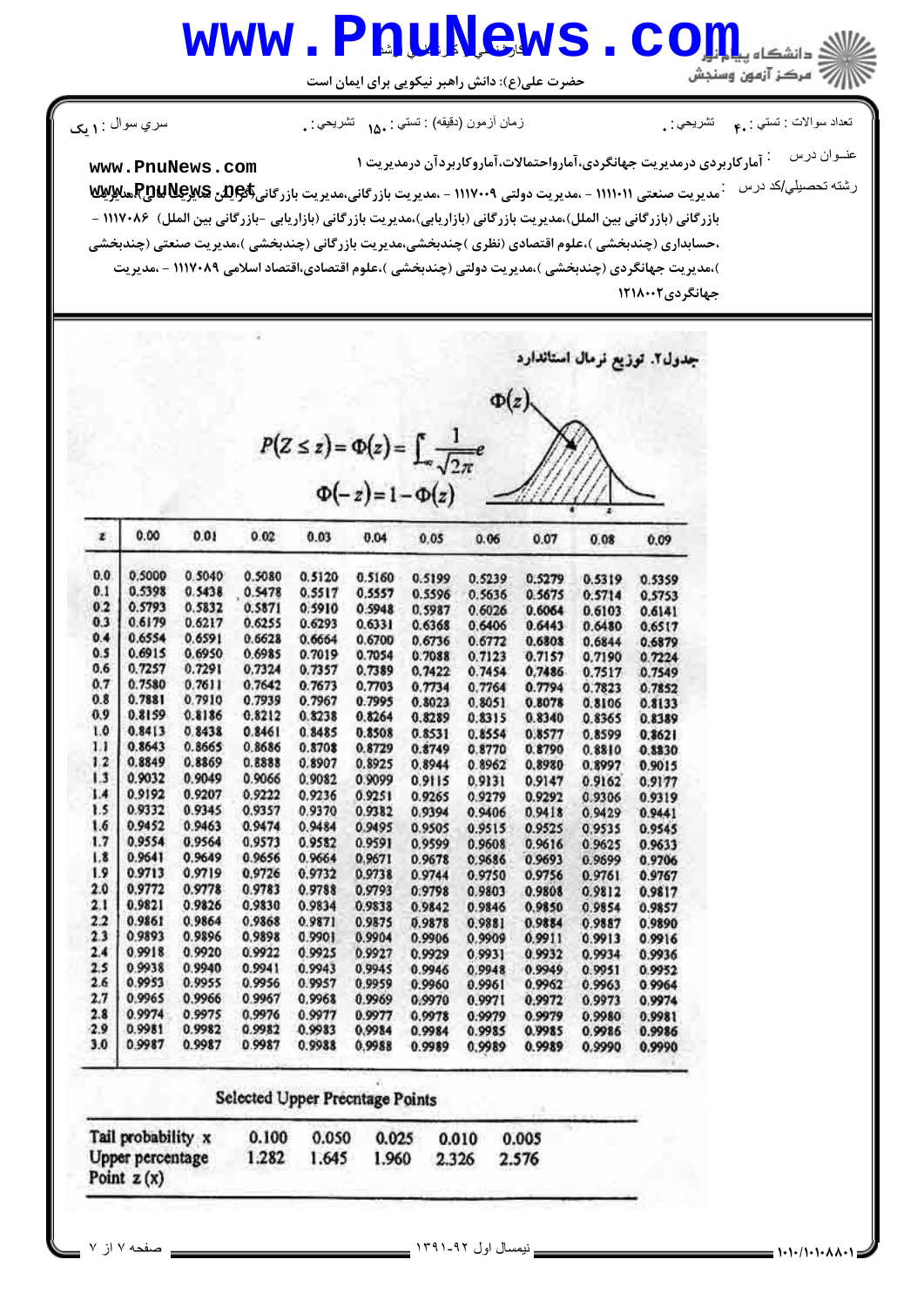سري سوال : ۱ يک

زمان آزمون (دقيقه) : تستي : ۱۵۰ تشريحي : ۰

تعداد سوالات : تستي : ۴۰ تشريحي : ۰

عنــوان درس : آمارکاربردی درمدیریت جهانگردی،آماروآحتمالات،آماروکاربردآن درمدیریت ۱

رشته تحصيلي/کد درس : مدیریت صنعتی ۱۱۱۱۰۱۱ - ،مدیریت دولتی ۱۱۱۷۰۰۹ - ،مدیریت بازرگانی،مدیریت بازرگانی (گرایش مالی)،مدیریت بازرگانی (بازرگانی بین الملل)،مدیریت بازرگانی (بازاریابی)،مدیریت بازرگانی (بازاریابی -بازرگانی بین الملل) ۱۱۱۷۰۸۶ - ،حسابداری (چندبخشی )،علوم اقتصادی (نظری )چندبخشی،مدیریت بازرگانی (چندبخشی )،مدیریت صنعتی (چندبخشی )،مدیریت جهانگردی (چندبخشی )،مدیریت دولتی (چندبخشی )،علوم اقتصادی،اقتصاد اسلامی ۱۱۱۷۰۸۹ - ،مدیریت جهانگردی۱۲۱۸۰۰۲

## جدول۲. توزیع نرمال استاندارد

$$P(Z \le z) = \Phi(z) = \int_{-\infty}^{z} \frac{1}{\sqrt{2\pi}} e$$

$$\Phi(-z) = 1 - \Phi(z)$$

| z | 0.00 | 0.01 | 0.02 | 0.03 | 0.04 | 0.05 | 0.06 | 0.07 | 0.08 | 0.09 |
|---|---|---|---|---|---|---|---|---|---|---|
| 0.0 | 0.5000 | 0.5040 | 0.5080 | 0.5120 | 0.5160 | 0.5199 | 0.5239 | 0.5279 | 0.5319 | 0.5359 |
| 0.1 | 0.5398 | 0.5438 | 0.5478 | 0.5517 | 0.5557 | 0.5596 | 0.5636 | 0.5675 | 0.5714 | 0.5753 |
| 0.2 | 0.5793 | 0.5832 | 0.5871 | 0.5910 | 0.5948 | 0.5987 | 0.6026 | 0.6064 | 0.6103 | 0.6141 |
| 0.3 | 0.6179 | 0.6217 | 0.6255 | 0.6293 | 0.6331 | 0.6368 | 0.6406 | 0.6443 | 0.6480 | 0.6517 |
| 0.4 | 0.6554 | 0.6591 | 0.6628 | 0.6664 | 0.6700 | 0.6736 | 0.6772 | 0.6808 | 0.6844 | 0.6879 |
| 0.5 | 0.6915 | 0.6950 | 0.6985 | 0.7019 | 0.7054 | 0.7088 | 0.7123 | 0.7157 | 0.7190 | 0.7224 |
| 0.6 | 0.7257 | 0.7291 | 0.7324 | 0.7357 | 0.7389 | 0.7422 | 0.7454 | 0.7486 | 0.7517 | 0.7549 |
| 0.7 | 0.7580 | 0.7611 | 0.7642 | 0.7673 | 0.7703 | 0.7734 | 0.7764 | 0.7794 | 0.7823 | 0.7852 |
| 0.8 | 0.7881 | 0.7910 | 0.7939 | 0.7967 | 0.7995 | 0.8023 | 0.8051 | 0.8078 | 0.8106 | 0.8133 |
| 0.9 | 0.8159 | 0.8186 | 0.8212 | 0.8238 | 0.8264 | 0.8289 | 0.8315 | 0.8340 | 0.8365 | 0.8389 |
| 1.0 | 0.8413 | 0.8438 | 0.8461 | 0.8485 | 0.8508 | 0.8531 | 0.8554 | 0.8577 | 0.8599 | 0.8621 |
| 1.1 | 0.8643 | 0.8665 | 0.8686 | 0.8708 | 0.8729 | 0.8749 | 0.8770 | 0.8790 | 0.8810 | 0.8830 |
| 1.2 | 0.8849 | 0.8869 | 0.8888 | 0.8907 | 0.8925 | 0.8944 | 0.8962 | 0.8980 | 0.8997 | 0.9015 |
| 1.3 | 0.9032 | 0.9049 | 0.9066 | 0.9082 | 0.9099 | 0.9115 | 0.9131 | 0.9147 | 0.9162 | 0.9177 |
| 1.4 | 0.9192 | 0.9207 | 0.9222 | 0.9236 | 0.9251 | 0.9265 | 0.9279 | 0.9292 | 0.9306 | 0.9319 |
| 1.5 | 0.9332 | 0.9345 | 0.9357 | 0.9370 | 0.9382 | 0.9394 | 0.9406 | 0.9418 | 0.9429 | 0.9441 |
| 1.6 | 0.9452 | 0.9463 | 0.9474 | 0.9484 | 0.9495 | 0.9505 | 0.9515 | 0.9525 | 0.9535 | 0.9545 |
| 1.7 | 0.9554 | 0.9564 | 0.9573 | 0.9582 | 0.9591 | 0.9599 | 0.9608 | 0.9616 | 0.9625 | 0.9633 |
| 1.8 | 0.9641 | 0.9649 | 0.9656 | 0.9664 | 0.9671 | 0.9678 | 0.9686 | 0.9693 | 0.9699 | 0.9706 |
| 1.9 | 0.9713 | 0.9719 | 0.9726 | 0.9732 | 0.9738 | 0.9744 | 0.9750 | 0.9756 | 0.9761 | 0.9767 |
| 2.0 | 0.9772 | 0.9778 | 0.9783 | 0.9788 | 0.9793 | 0.9798 | 0.9803 | 0.9808 | 0.9812 | 0.9817 |
| 2.1 | 0.9821 | 0.9826 | 0.9830 | 0.9834 | 0.9838 | 0.9842 | 0.9846 | 0.9850 | 0.9854 | 0.9857 |
| 2.2 | 0.9861 | 0.9864 | 0.9868 | 0.9871 | 0.9875 | 0.9878 | 0.9881 | 0.9884 | 0.9887 | 0.9890 |
| 2.3 | 0.9893 | 0.9896 | 0.9898 | 0.9901 | 0.9904 | 0.9906 | 0.9909 | 0.9911 | 0.9913 | 0.9916 |
| 2.4 | 0.9918 | 0.9920 | 0.9922 | 0.9925 | 0.9927 | 0.9929 | 0.9931 | 0.9932 | 0.9934 | 0.9936 |
| 2.5 | 0.9938 | 0.9940 | 0.9941 | 0.9943 | 0.9945 | 0.9946 | 0.9948 | 0.9949 | 0.9951 | 0.9952 |
| 2.6 | 0.9953 | 0.9955 | 0.9956 | 0.9957 | 0.9959 | 0.9960 | 0.9961 | 0.9962 | 0.9963 | 0.9964 |
| 2.7 | 0.9965 | 0.9966 | 0.9967 | 0.9968 | 0.9969 | 0.9970 | 0.9971 | 0.9972 | 0.9973 | 0.9974 |
| 2.8 | 0.9974 | 0.9975 | 0.9976 | 0.9977 | 0.9977 | 0.9978 | 0.9979 | 0.9979 | 0.9980 | 0.9981 |
| 2.9 | 0.9981 | 0.9982 | 0.9982 | 0.9983 | 0.9984 | 0.9984 | 0.9985 | 0.9985 | 0.9986 | 0.9986 |
| 3.0 | 0.9987 | 0.9987 | 0.9987 | 0.9988 | 0.9988 | 0.9989 | 0.9989 | 0.9989 | 0.9990 | 0.9990 |

### Selected Upper Precntage Points

| | | | | | |
|---|---|---|---|---|---|
| Tail probability x | 0.100 | 0.050 | 0.025 | 0.010 | 0.005 |
| Upper percentage Point z (x) | 1.282 | 1.645 | 1.960 | 2.326 | 2.576 |